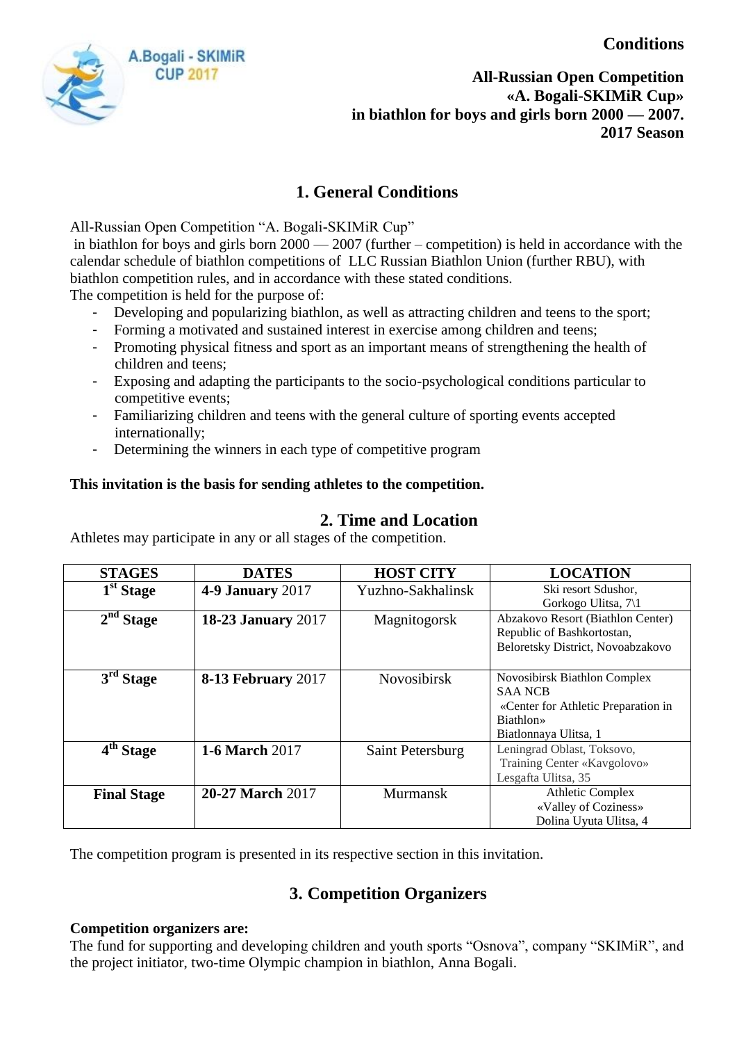**Conditions**

**All-Russian Open Competition**
**«A. Bogali-SKIMiR Cup»**
**in biathlon for boys and girls born 2000 — 2007.**
**2017 Season**

## 1. General Conditions

All-Russian Open Competition "A. Bogali-SKIMiR Cup" in biathlon for boys and girls born 2000 — 2007 (further – competition) is held in accordance with the calendar schedule of biathlon competitions of LLC Russian Biathlon Union (further RBU), with biathlon competition rules, and in accordance with these stated conditions.

The competition is held for the purpose of:

- Developing and popularizing biathlon, as well as attracting children and teens to the sport;
- Forming a motivated and sustained interest in exercise among children and teens;
- Promoting physical fitness and sport as an important means of strengthening the health of children and teens;
- Exposing and adapting the participants to the socio-psychological conditions particular to competitive events;
- Familiarizing children and teens with the general culture of sporting events accepted internationally;
- Determining the winners in each type of competitive program

**This invitation is the basis for sending athletes to the competition.**

## 2. Time and Location

Athletes may participate in any or all stages of the competition.

| STAGES | DATES | HOST CITY | LOCATION |
|---|---|---|---|
| **1st Stage** | **4-9 January** 2017 | Yuzhno-Sakhalinsk | Ski resort Sdushor, Gorkogo Ulitsa, 7\1 |
| **2nd Stage** | **18-23 January** 2017 | Magnitogorsk | Abzakovo Resort (Biathlon Center) Republic of Bashkortostan, Beloretsky District, Novoabzakovo |
| **3rd Stage** | **8-13 February** 2017 | Novosibirsk | Novosibirsk Biathlon Complex SAA NCB «Center for Athletic Preparation in Biathlon» Biatlonnaya Ulitsa, 1 |
| **4th Stage** | **1-6 March** 2017 | Saint Petersburg | Leningrad Oblast, Toksovo, Training Center «Kavgolovo» Lesgafta Ulitsa, 35 |
| **Final Stage** | **20-27 March** 2017 | Murmansk | Athletic Complex «Valley of Coziness» Dolina Uyuta Ulitsa, 4 |

The competition program is presented in its respective section in this invitation.

## 3. Competition Organizers

**Competition organizers are:**

The fund for supporting and developing children and youth sports "Osnova", company "SKIMiR", and the project initiator, two-time Olympic champion in biathlon, Anna Bogali.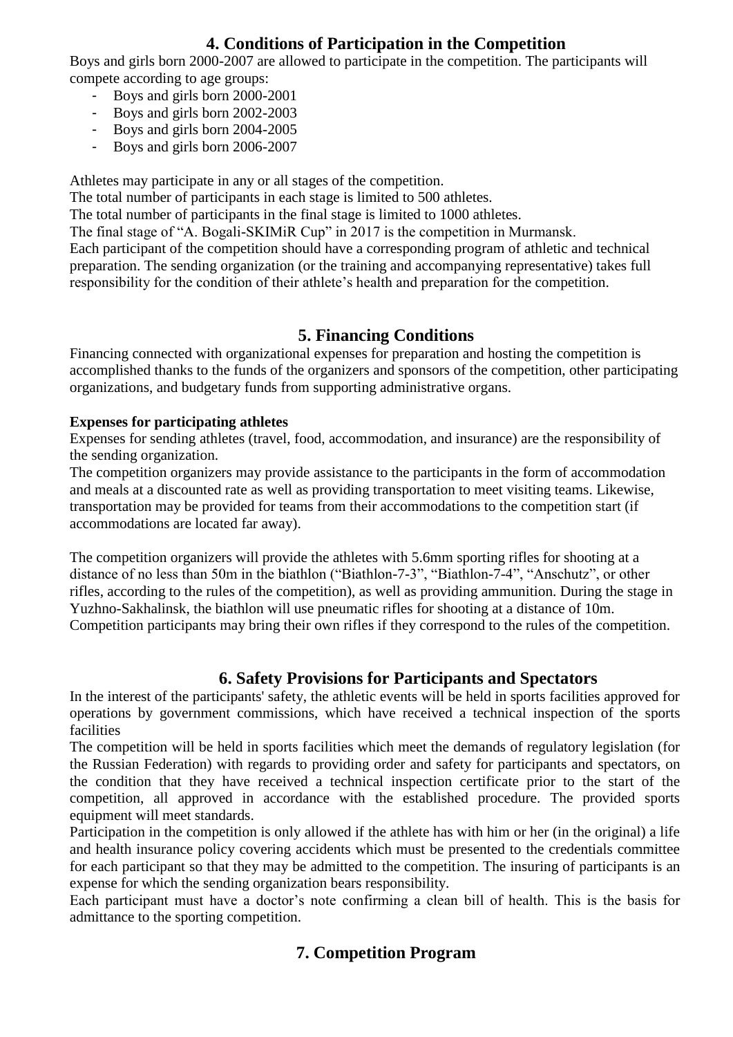## 4. Conditions of Participation in the Competition

Boys and girls born 2000-2007 are allowed to participate in the competition. The participants will compete according to age groups:

- Boys and girls born 2000-2001
- Boys and girls born 2002-2003
- Boys and girls born 2004-2005
- Boys and girls born 2006-2007

Athletes may participate in any or all stages of the competition.
The total number of participants in each stage is limited to 500 athletes.
The total number of participants in the final stage is limited to 1000 athletes.
The final stage of "A. Bogali-SKIMiR Cup" in 2017 is the competition in Murmansk.
Each participant of the competition should have a corresponding program of athletic and technical preparation. The sending organization (or the training and accompanying representative) takes full responsibility for the condition of their athlete's health and preparation for the competition.

## 5. Financing Conditions

Financing connected with organizational expenses for preparation and hosting the competition is accomplished thanks to the funds of the organizers and sponsors of the competition, other participating organizations, and budgetary funds from supporting administrative organs.

**Expenses for participating athletes**

Expenses for sending athletes (travel, food, accommodation, and insurance) are the responsibility of the sending organization.
The competition organizers may provide assistance to the participants in the form of accommodation and meals at a discounted rate as well as providing transportation to meet visiting teams. Likewise, transportation may be provided for teams from their accommodations to the competition start (if accommodations are located far away).

The competition organizers will provide the athletes with 5.6mm sporting rifles for shooting at a distance of no less than 50m in the biathlon ("Biathlon-7-3", "Biathlon-7-4", "Anschutz", or other rifles, according to the rules of the competition), as well as providing ammunition. During the stage in Yuzhno-Sakhalinsk, the biathlon will use pneumatic rifles for shooting at a distance of 10m. Competition participants may bring their own rifles if they correspond to the rules of the competition.

## 6. Safety Provisions for Participants and Spectators

In the interest of the participants' safety, the athletic events will be held in sports facilities approved for operations by government commissions, which have received a technical inspection of the sports facilities
The competition will be held in sports facilities which meet the demands of regulatory legislation (for the Russian Federation) with regards to providing order and safety for participants and spectators, on the condition that they have received a technical inspection certificate prior to the start of the competition, all approved in accordance with the established procedure. The provided sports equipment will meet standards.
Participation in the competition is only allowed if the athlete has with him or her (in the original) a life and health insurance policy covering accidents which must be presented to the credentials committee for each participant so that they may be admitted to the competition. The insuring of participants is an expense for which the sending organization bears responsibility.
Each participant must have a doctor's note confirming a clean bill of health. This is the basis for admittance to the sporting competition.

## 7. Competition Program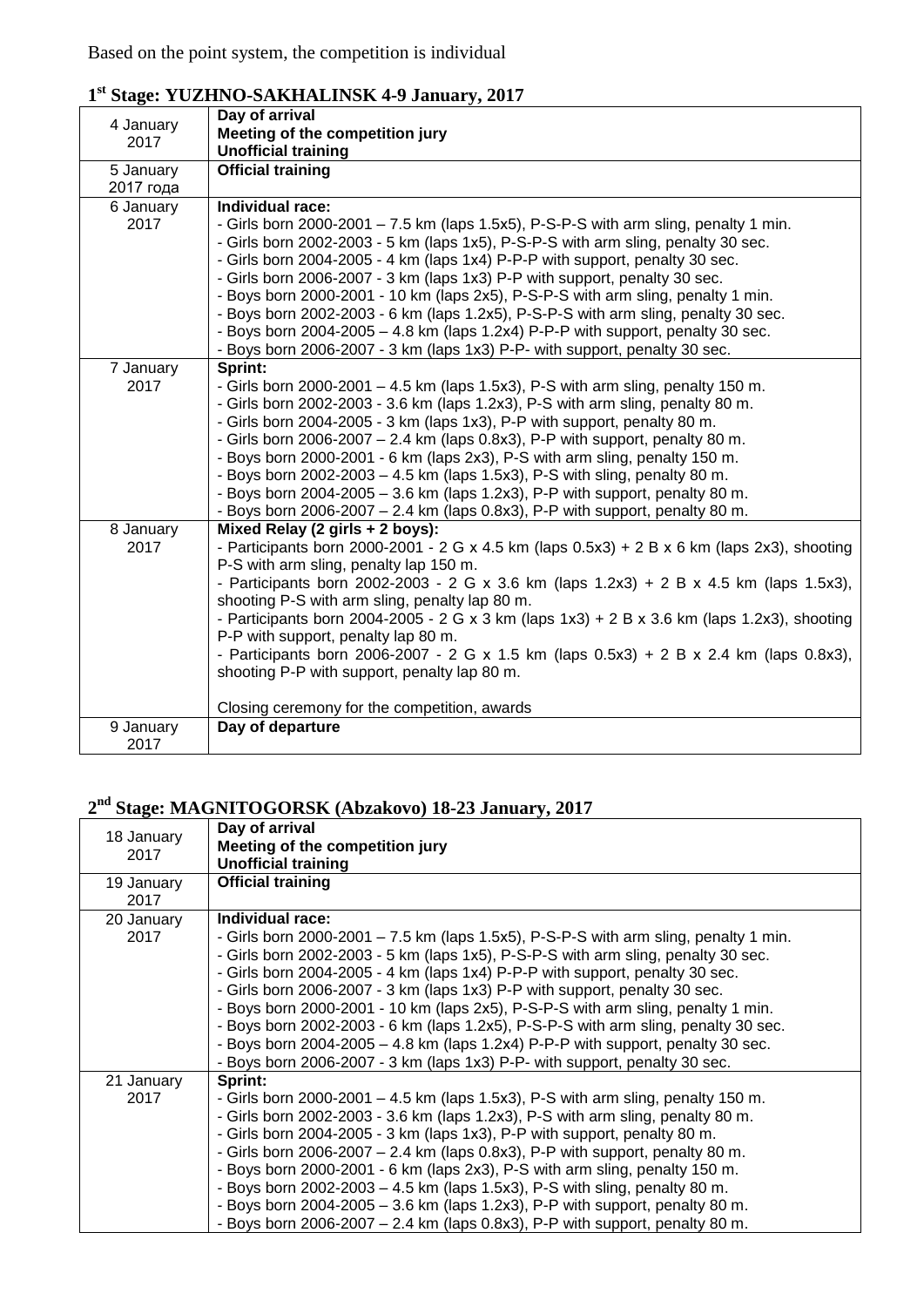Based on the point system, the competition is individual

## 1st Stage: YUZHNO-SAKHALINSK 4-9 January, 2017

| | |
|---|---|
| 4 January 2017 | **Day of arrival**<br>**Meeting of the competition jury**<br>**Unofficial training** |
| 5 January 2017 года | **Official training** |
| 6 January 2017 | **Individual race:**<br>- Girls born 2000-2001 – 7.5 km (laps 1.5x5), P-S-P-S with arm sling, penalty 1 min.<br>- Girls born 2002-2003 - 5 km (laps 1x5), P-S-P-S with arm sling, penalty 30 sec.<br>- Girls born 2004-2005 - 4 km (laps 1x4) P-P-P with support, penalty 30 sec.<br>- Girls born 2006-2007 - 3 km (laps 1x3) P-P with support, penalty 30 sec.<br>- Boys born 2000-2001 - 10 km (laps 2x5), P-S-P-S with arm sling, penalty 1 min.<br>- Boys born 2002-2003 - 6 km (laps 1.2x5), P-S-P-S with arm sling, penalty 30 sec.<br>- Boys born 2004-2005 – 4.8 km (laps 1.2x4) P-P-P with support, penalty 30 sec.<br>- Boys born 2006-2007 - 3 km (laps 1x3) P-P- with support, penalty 30 sec. |
| 7 January 2017 | **Sprint:**<br>- Girls born 2000-2001 – 4.5 km (laps 1.5x3), P-S with arm sling, penalty 150 m.<br>- Girls born 2002-2003 - 3.6 km (laps 1.2x3), P-S with arm sling, penalty 80 m.<br>- Girls born 2004-2005 - 3 km (laps 1x3), P-P with support, penalty 80 m.<br>- Girls born 2006-2007 – 2.4 km (laps 0.8x3), P-P with support, penalty 80 m.<br>- Boys born 2000-2001 - 6 km (laps 2x3), P-S with arm sling, penalty 150 m.<br>- Boys born 2002-2003 – 4.5 km (laps 1.5x3), P-S with sling, penalty 80 m.<br>- Boys born 2004-2005 – 3.6 km (laps 1.2x3), P-P with support, penalty 80 m.<br>- Boys born 2006-2007 – 2.4 km (laps 0.8x3), P-P with support, penalty 80 m. |
| 8 January 2017 | **Mixed Relay (2 girls + 2 boys):**<br>- Participants born 2000-2001 - 2 G x 4.5 km (laps 0.5x3) + 2 B x 6 km (laps 2x3), shooting P-S with arm sling, penalty lap 150 m.<br>- Participants born 2002-2003 - 2 G x 3.6 km (laps 1.2x3) + 2 B x 4.5 km (laps 1.5x3), shooting P-S with arm sling, penalty lap 80 m.<br>- Participants born 2004-2005 - 2 G x 3 km (laps 1x3) + 2 B x 3.6 km (laps 1.2x3), shooting P-P with support, penalty lap 80 m.<br>- Participants born 2006-2007 - 2 G x 1.5 km (laps 0.5x3) + 2 B x 2.4 km (laps 0.8x3), shooting P-P with support, penalty lap 80 m.<br><br>Closing ceremony for the competition, awards |
| 9 January 2017 | **Day of departure** |

## 2nd Stage: MAGNITOGORSK (Abzakovo) 18-23 January, 2017

| | |
|---|---|
| 18 January 2017 | **Day of arrival**<br>**Meeting of the competition jury**<br>**Unofficial training** |
| 19 January 2017 | **Official training** |
| 20 January 2017 | **Individual race:**<br>- Girls born 2000-2001 – 7.5 km (laps 1.5x5), P-S-P-S with arm sling, penalty 1 min.<br>- Girls born 2002-2003 - 5 km (laps 1x5), P-S-P-S with arm sling, penalty 30 sec.<br>- Girls born 2004-2005 - 4 km (laps 1x4) P-P-P with support, penalty 30 sec.<br>- Girls born 2006-2007 - 3 km (laps 1x3) P-P with support, penalty 30 sec.<br>- Boys born 2000-2001 - 10 km (laps 2x5), P-S-P-S with arm sling, penalty 1 min.<br>- Boys born 2002-2003 - 6 km (laps 1.2x5), P-S-P-S with arm sling, penalty 30 sec.<br>- Boys born 2004-2005 – 4.8 km (laps 1.2x4) P-P-P with support, penalty 30 sec.<br>- Boys born 2006-2007 - 3 km (laps 1x3) P-P- with support, penalty 30 sec. |
| 21 January 2017 | **Sprint:**<br>- Girls born 2000-2001 – 4.5 km (laps 1.5x3), P-S with arm sling, penalty 150 m.<br>- Girls born 2002-2003 - 3.6 km (laps 1.2x3), P-S with arm sling, penalty 80 m.<br>- Girls born 2004-2005 - 3 km (laps 1x3), P-P with support, penalty 80 m.<br>- Girls born 2006-2007 – 2.4 km (laps 0.8x3), P-P with support, penalty 80 m.<br>- Boys born 2000-2001 - 6 km (laps 2x3), P-S with arm sling, penalty 150 m.<br>- Boys born 2002-2003 – 4.5 km (laps 1.5x3), P-S with sling, penalty 80 m.<br>- Boys born 2004-2005 – 3.6 km (laps 1.2x3), P-P with support, penalty 80 m.<br>- Boys born 2006-2007 – 2.4 km (laps 0.8x3), P-P with support, penalty 80 m. |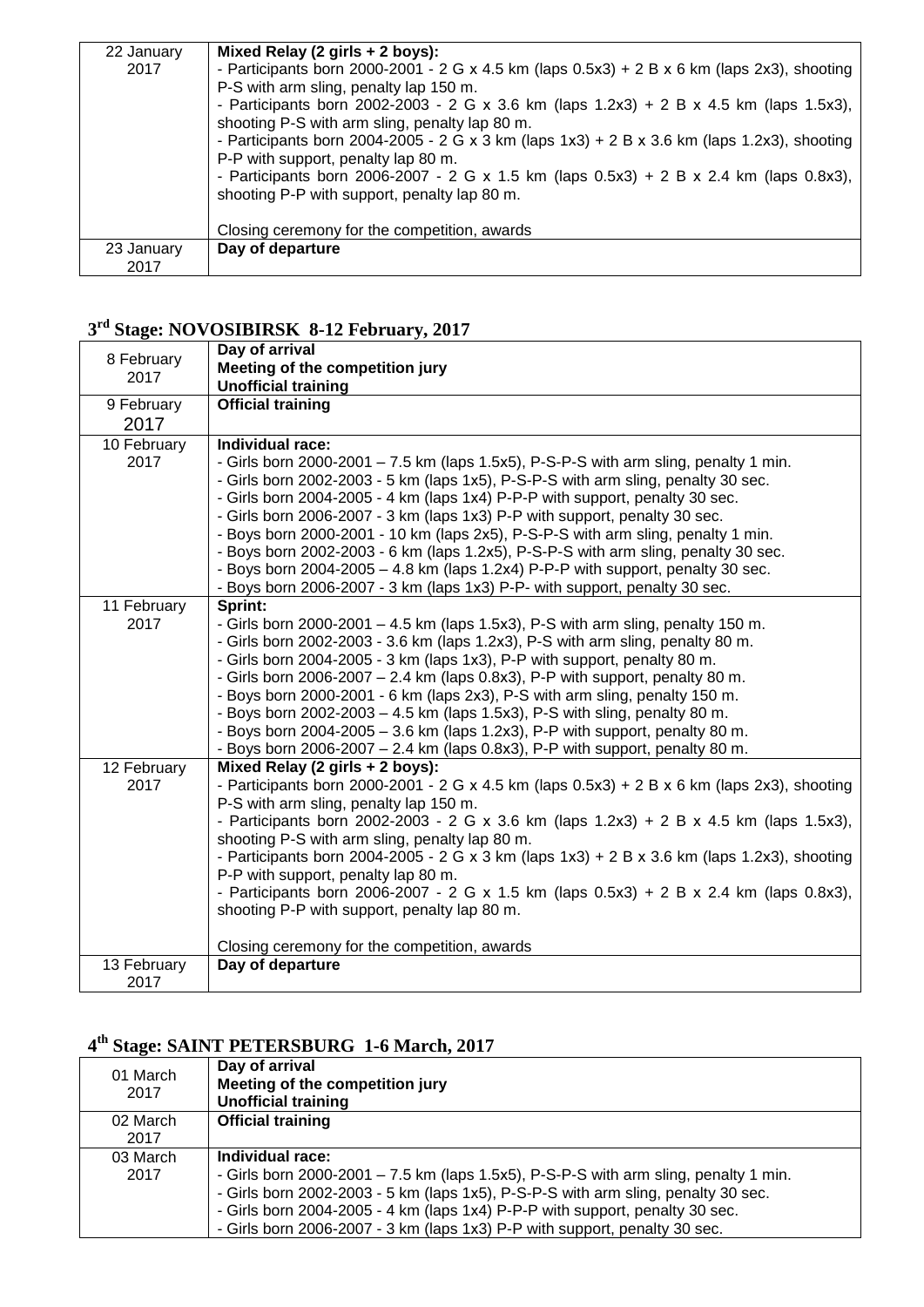| 22 January 2017 | **Mixed Relay (2 girls + 2 boys):**<br>- Participants born 2000-2001 - 2 G x 4.5 km (laps 0.5x3) + 2 B x 6 km (laps 2x3), shooting P-S with arm sling, penalty lap 150 m.<br>- Participants born 2002-2003 - 2 G x 3.6 km (laps 1.2x3) + 2 B x 4.5 km (laps 1.5x3), shooting P-S with arm sling, penalty lap 80 m.<br>- Participants born 2004-2005 - 2 G x 3 km (laps 1x3) + 2 B x 3.6 km (laps 1.2x3), shooting P-P with support, penalty lap 80 m.<br>- Participants born 2006-2007 - 2 G x 1.5 km (laps 0.5x3) + 2 B x 2.4 km (laps 0.8x3), shooting P-P with support, penalty lap 80 m.<br><br>Closing ceremony for the competition, awards |
|---|---|
| 23 January 2017 | **Day of departure** |

## 3rd Stage: NOVOSIBIRSK 8-12 February, 2017

| 8 February 2017 | **Day of arrival**<br>**Meeting of the competition jury**<br>**Unofficial training** |
|---|---|
| 9 February 2017 | **Official training** |
| 10 February 2017 | **Individual race:**<br>- Girls born 2000-2001 – 7.5 km (laps 1.5x5), P-S-P-S with arm sling, penalty 1 min.<br>- Girls born 2002-2003 - 5 km (laps 1x5), P-S-P-S with arm sling, penalty 30 sec.<br>- Girls born 2004-2005 - 4 km (laps 1x4) P-P-P with support, penalty 30 sec.<br>- Girls born 2006-2007 - 3 km (laps 1x3) P-P with support, penalty 30 sec.<br>- Boys born 2000-2001 - 10 km (laps 2x5), P-S-P-S with arm sling, penalty 1 min.<br>- Boys born 2002-2003 - 6 km (laps 1.2x5), P-S-P-S with arm sling, penalty 30 sec.<br>- Boys born 2004-2005 – 4.8 km (laps 1.2x4) P-P-P with support, penalty 30 sec.<br>- Boys born 2006-2007 - 3 km (laps 1x3) P-P- with support, penalty 30 sec. |
| 11 February 2017 | **Sprint:**<br>- Girls born 2000-2001 – 4.5 km (laps 1.5x3), P-S with arm sling, penalty 150 m.<br>- Girls born 2002-2003 - 3.6 km (laps 1.2x3), P-S with arm sling, penalty 80 m.<br>- Girls born 2004-2005 - 3 km (laps 1x3), P-P with support, penalty 80 m.<br>- Girls born 2006-2007 – 2.4 km (laps 0.8x3), P-P with support, penalty 80 m.<br>- Boys born 2000-2001 - 6 km (laps 2x3), P-S with arm sling, penalty 150 m.<br>- Boys born 2002-2003 – 4.5 km (laps 1.5x3), P-S with sling, penalty 80 m.<br>- Boys born 2004-2005 – 3.6 km (laps 1.2x3), P-P with support, penalty 80 m.<br>- Boys born 2006-2007 – 2.4 km (laps 0.8x3), P-P with support, penalty 80 m. |
| 12 February 2017 | **Mixed Relay (2 girls + 2 boys):**<br>- Participants born 2000-2001 - 2 G x 4.5 km (laps 0.5x3) + 2 B x 6 km (laps 2x3), shooting P-S with arm sling, penalty lap 150 m.<br>- Participants born 2002-2003 - 2 G x 3.6 km (laps 1.2x3) + 2 B x 4.5 km (laps 1.5x3), shooting P-S with arm sling, penalty lap 80 m.<br>- Participants born 2004-2005 - 2 G x 3 km (laps 1x3) + 2 B x 3.6 km (laps 1.2x3), shooting P-P with support, penalty lap 80 m.<br>- Participants born 2006-2007 - 2 G x 1.5 km (laps 0.5x3) + 2 B x 2.4 km (laps 0.8x3), shooting P-P with support, penalty lap 80 m.<br><br>Closing ceremony for the competition, awards |
| 13 February 2017 | **Day of departure** |

## 4th Stage: SAINT PETERSBURG 1-6 March, 2017

| 01 March 2017 | **Day of arrival**<br>**Meeting of the competition jury**<br>**Unofficial training** |
|---|---|
| 02 March 2017 | **Official training** |
| 03 March 2017 | **Individual race:**<br>- Girls born 2000-2001 – 7.5 km (laps 1.5x5), P-S-P-S with arm sling, penalty 1 min.<br>- Girls born 2002-2003 - 5 km (laps 1x5), P-S-P-S with arm sling, penalty 30 sec.<br>- Girls born 2004-2005 - 4 km (laps 1x4) P-P-P with support, penalty 30 sec.<br>- Girls born 2006-2007 - 3 km (laps 1x3) P-P with support, penalty 30 sec. |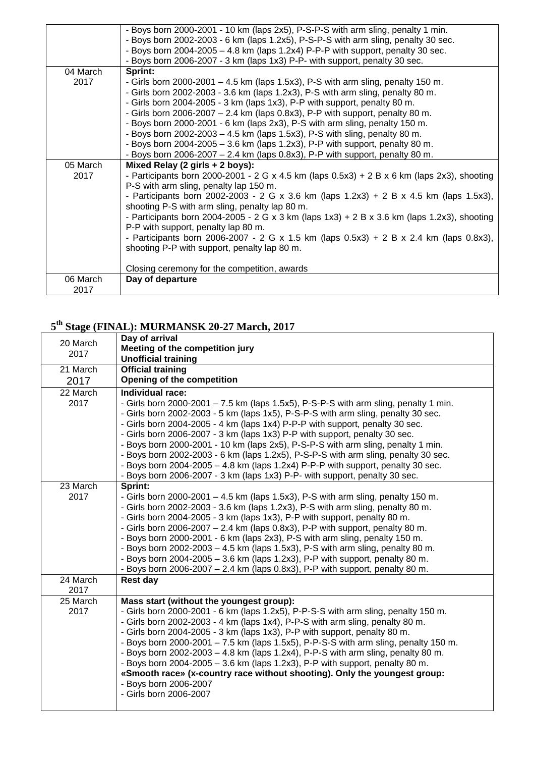| | |
|---|---|
| | - Boys born 2000-2001 - 10 km (laps 2x5), P-S-P-S with arm sling, penalty 1 min.<br>- Boys born 2002-2003 - 6 km (laps 1.2x5), P-S-P-S with arm sling, penalty 30 sec.<br>- Boys born 2004-2005 – 4.8 km (laps 1.2x4) P-P-P with support, penalty 30 sec.<br>- Boys born 2006-2007 - 3 km (laps 1x3) P-P- with support, penalty 30 sec. |
| 04 March 2017 | **Sprint:**<br>- Girls born 2000-2001 – 4.5 km (laps 1.5x3), P-S with arm sling, penalty 150 m.<br>- Girls born 2002-2003 - 3.6 km (laps 1.2x3), P-S with arm sling, penalty 80 m.<br>- Girls born 2004-2005 - 3 km (laps 1x3), P-P with support, penalty 80 m.<br>- Girls born 2006-2007 – 2.4 km (laps 0.8x3), P-P with support, penalty 80 m.<br>- Boys born 2000-2001 - 6 km (laps 2x3), P-S with arm sling, penalty 150 m.<br>- Boys born 2002-2003 – 4.5 km (laps 1.5x3), P-S with sling, penalty 80 m.<br>- Boys born 2004-2005 – 3.6 km (laps 1.2x3), P-P with support, penalty 80 m.<br>- Boys born 2006-2007 – 2.4 km (laps 0.8x3), P-P with support, penalty 80 m. |
| 05 March 2017 | **Mixed Relay (2 girls + 2 boys):**<br>- Participants born 2000-2001 - 2 G x 4.5 km (laps 0.5x3) + 2 B x 6 km (laps 2x3), shooting P-S with arm sling, penalty lap 150 m.<br>- Participants born 2002-2003 - 2 G x 3.6 km (laps 1.2x3) + 2 B x 4.5 km (laps 1.5x3), shooting P-S with arm sling, penalty lap 80 m.<br>- Participants born 2004-2005 - 2 G x 3 km (laps 1x3) + 2 B x 3.6 km (laps 1.2x3), shooting P-P with support, penalty lap 80 m.<br>- Participants born 2006-2007 - 2 G x 1.5 km (laps 0.5x3) + 2 B x 2.4 km (laps 0.8x3), shooting P-P with support, penalty lap 80 m.<br><br>Closing ceremony for the competition, awards |
| 06 March 2017 | **Day of departure** |

## 5th Stage (FINAL): MURMANSK 20-27 March, 2017

| | |
|---|---|
| 20 March 2017 | **Day of arrival**<br>**Meeting of the competition jury**<br>**Unofficial training** |
| 21 March 2017 | **Official training**<br>**Opening of the competition** |
| 22 March 2017 | **Individual race:**<br>- Girls born 2000-2001 – 7.5 km (laps 1.5x5), P-S-P-S with arm sling, penalty 1 min.<br>- Girls born 2002-2003 - 5 km (laps 1x5), P-S-P-S with arm sling, penalty 30 sec.<br>- Girls born 2004-2005 - 4 km (laps 1x4) P-P-P with support, penalty 30 sec.<br>- Girls born 2006-2007 - 3 km (laps 1x3) P-P with support, penalty 30 sec.<br>- Boys born 2000-2001 - 10 km (laps 2x5), P-S-P-S with arm sling, penalty 1 min.<br>- Boys born 2002-2003 - 6 km (laps 1.2x5), P-S-P-S with arm sling, penalty 30 sec.<br>- Boys born 2004-2005 – 4.8 km (laps 1.2x4) P-P-P with support, penalty 30 sec.<br>- Boys born 2006-2007 - 3 km (laps 1x3) P-P- with support, penalty 30 sec. |
| 23 March 2017 | **Sprint:**<br>- Girls born 2000-2001 – 4.5 km (laps 1.5x3), P-S with arm sling, penalty 150 m.<br>- Girls born 2002-2003 - 3.6 km (laps 1.2x3), P-S with arm sling, penalty 80 m.<br>- Girls born 2004-2005 - 3 km (laps 1x3), P-P with support, penalty 80 m.<br>- Girls born 2006-2007 – 2.4 km (laps 0.8x3), P-P with support, penalty 80 m.<br>- Boys born 2000-2001 - 6 km (laps 2x3), P-S with arm sling, penalty 150 m.<br>- Boys born 2002-2003 – 4.5 km (laps 1.5x3), P-S with arm sling, penalty 80 m.<br>- Boys born 2004-2005 – 3.6 km (laps 1.2x3), P-P with support, penalty 80 m.<br>- Boys born 2006-2007 – 2.4 km (laps 0.8x3), P-P with support, penalty 80 m. |
| 24 March 2017 | **Rest day** |
| 25 March 2017 | **Mass start (without the youngest group):**<br>- Girls born 2000-2001 - 6 km (laps 1.2x5), P-P-S-S with arm sling, penalty 150 m.<br>- Girls born 2002-2003 - 4 km (laps 1x4), P-P-S with arm sling, penalty 80 m.<br>- Girls born 2004-2005 - 3 km (laps 1x3), P-P with support, penalty 80 m.<br>- Boys born 2000-2001 – 7.5 km (laps 1.5x5), P-P-S-S with arm sling, penalty 150 m.<br>- Boys born 2002-2003 – 4.8 km (laps 1.2x4), P-P-S with arm sling, penalty 80 m.<br>- Boys born 2004-2005 – 3.6 km (laps 1.2x3), P-P with support, penalty 80 m.<br>**«Smooth race» (x-country race without shooting). Only the youngest group:**<br>- Boys born 2006-2007<br>- Girls born 2006-2007 |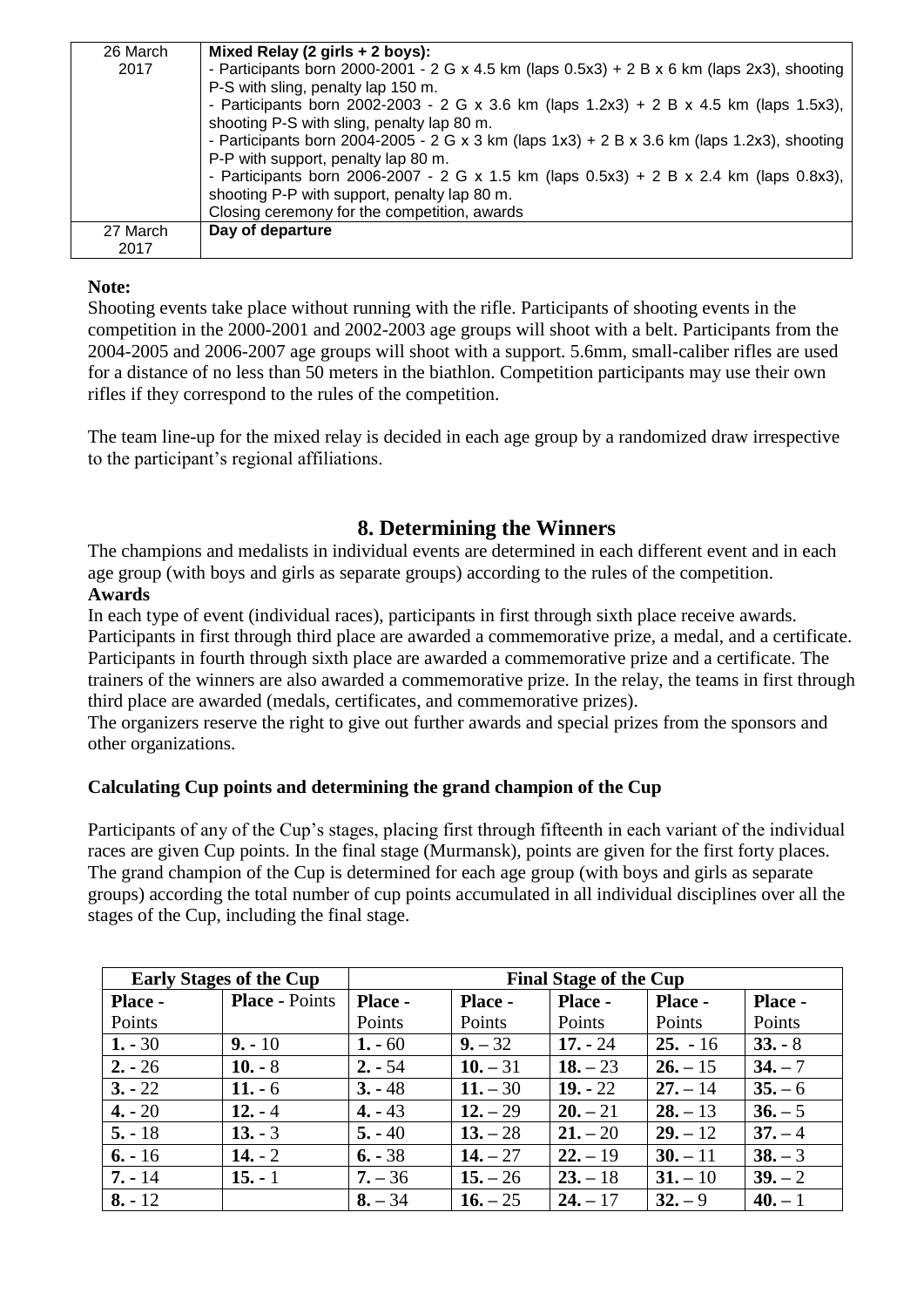| | |
|---|---|
| 26 March 2017 | **Mixed Relay (2 girls + 2 boys):**<br>- Participants born 2000-2001 - 2 G x 4.5 km (laps 0.5x3) + 2 B x 6 km (laps 2x3), shooting P-S with sling, penalty lap 150 m.<br>- Participants born 2002-2003 - 2 G x 3.6 km (laps 1.2x3) + 2 B x 4.5 km (laps 1.5x3), shooting P-S with sling, penalty lap 80 m.<br>- Participants born 2004-2005 - 2 G x 3 km (laps 1x3) + 2 B x 3.6 km (laps 1.2x3), shooting P-P with support, penalty lap 80 m.<br>- Participants born 2006-2007 - 2 G x 1.5 km (laps 0.5x3) + 2 B x 2.4 km (laps 0.8x3), shooting P-P with support, penalty lap 80 m.<br>Closing ceremony for the competition, awards |
| 27 March 2017 | **Day of departure** |

**Note:**
Shooting events take place without running with the rifle. Participants of shooting events in the competition in the 2000-2001 and 2002-2003 age groups will shoot with a belt. Participants from the 2004-2005 and 2006-2007 age groups will shoot with a support. 5.6mm, small-caliber rifles are used for a distance of no less than 50 meters in the biathlon. Competition participants may use their own rifles if they correspond to the rules of the competition.

The team line-up for the mixed relay is decided in each age group by a randomized draw irrespective to the participant's regional affiliations.

## 8. Determining the Winners

The champions and medalists in individual events are determined in each different event and in each age group (with boys and girls as separate groups) according to the rules of the competition.

**Awards**

In each type of event (individual races), participants in first through sixth place receive awards. Participants in first through third place are awarded a commemorative prize, a medal, and a certificate. Participants in fourth through sixth place are awarded a commemorative prize and a certificate. The trainers of the winners are also awarded a commemorative prize. In the relay, the teams in first through third place are awarded (medals, certificates, and commemorative prizes).
The organizers reserve the right to give out further awards and special prizes from the sponsors and other organizations.

**Calculating Cup points and determining the grand champion of the Cup**

Participants of any of the Cup's stages, placing first through fifteenth in each variant of the individual races are given Cup points. In the final stage (Murmansk), points are given for the first forty places. The grand champion of the Cup is determined for each age group (with boys and girls as separate groups) according the total number of cup points accumulated in all individual disciplines over all the stages of the Cup, including the final stage.

| **Early Stages of the Cup** | | **Final Stage of the Cup** | | | | |
|---|---|---|---|---|---|---|
| **Place -** Points | **Place -** Points | **Place -** Points | **Place -** Points | **Place -** Points | **Place -** Points | **Place -** Points |
| **1.** - 30 | **9.** - 10 | **1.** - 60 | **9.** – 32 | **17.** - 24 | **25.** - 16 | **33.** - 8 |
| **2.** - 26 | **10.** - 8 | **2.** - 54 | **10.** – 31 | **18.** – 23 | **26.** – 15 | **34.** – 7 |
| **3.** - 22 | **11.** - 6 | **3.** - 48 | **11.** – 30 | **19.** - 22 | **27.** – 14 | **35.** – 6 |
| **4.** - 20 | **12.** - 4 | **4.** - 43 | **12.** – 29 | **20.** – 21 | **28.** – 13 | **36.** – 5 |
| **5.** - 18 | **13.** - 3 | **5.** - 40 | **13.** – 28 | **21.** – 20 | **29.** – 12 | **37.** – 4 |
| **6.** - 16 | **14.** - 2 | **6.** - 38 | **14.** – 27 | **22.** – 19 | **30.** – 11 | **38.** – 3 |
| **7.** - 14 | **15.** - 1 | **7.** – 36 | **15.** – 26 | **23.** – 18 | **31.** – 10 | **39.** – 2 |
| **8.** - 12 | | **8.** – 34 | **16.** – 25 | **24.** – 17 | **32.** – 9 | **40.** – 1 |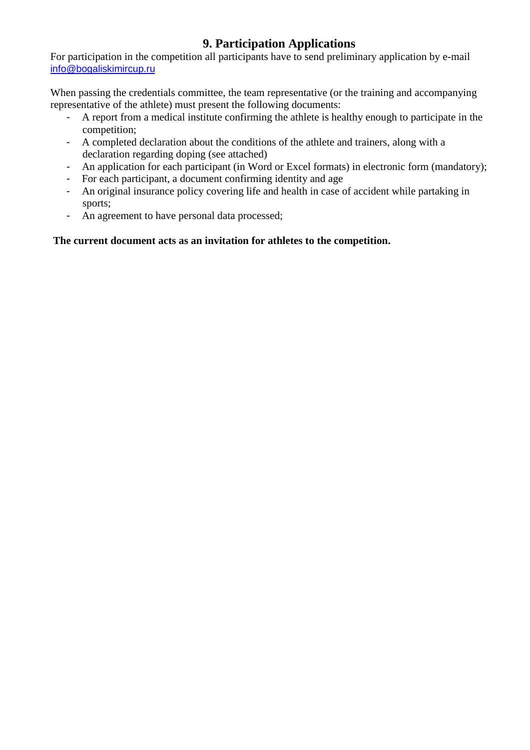## 9. Participation Applications

For participation in the competition all participants have to send preliminary application by e-mail info@bogaliskimircup.ru

When passing the credentials committee, the team representative (or the training and accompanying representative of the athlete) must present the following documents:

- A report from a medical institute confirming the athlete is healthy enough to participate in the competition;
- A completed declaration about the conditions of the athlete and trainers, along with a declaration regarding doping (see attached)
- An application for each participant (in Word or Excel formats) in electronic form (mandatory);
- For each participant, a document confirming identity and age
- An original insurance policy covering life and health in case of accident while partaking in sports;
- An agreement to have personal data processed;

**The current document acts as an invitation for athletes to the competition.**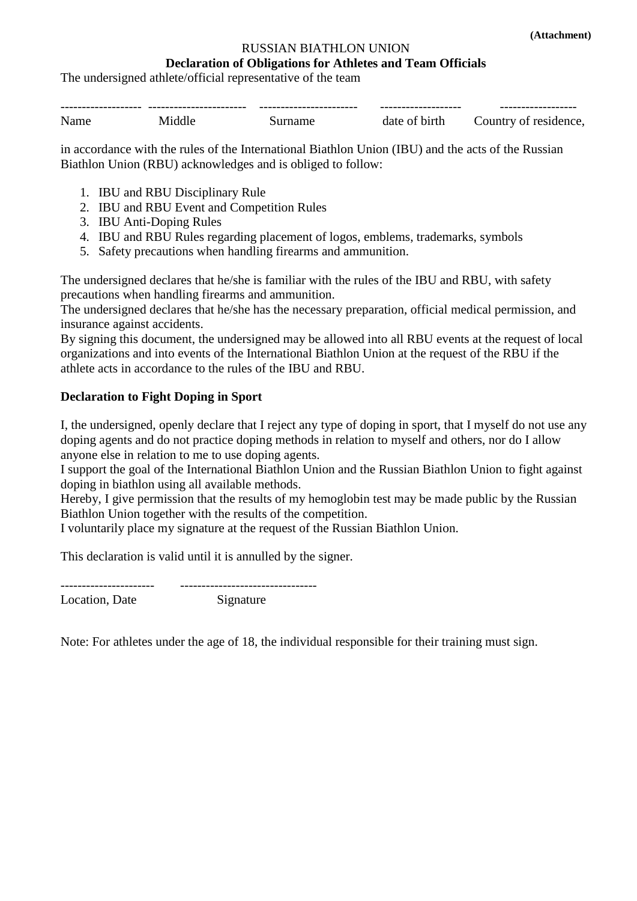**(Attachment)**

RUSSIAN BIATHLON UNION

**Declaration of Obligations for Athletes and Team Officials**

The undersigned athlete/official representative of the team

| ------------------- | ----------------------- | ----------------------- | ------------------- | ------------------ |
|---|---|---|---|---|
| Name | Middle | Surname | date of birth | Country of residence, |

in accordance with the rules of the International Biathlon Union (IBU) and the acts of the Russian Biathlon Union (RBU) acknowledges and is obliged to follow:

1. IBU and RBU Disciplinary Rule
2. IBU and RBU Event and Competition Rules
3. IBU Anti-Doping Rules
4. IBU and RBU Rules regarding placement of logos, emblems, trademarks, symbols
5. Safety precautions when handling firearms and ammunition.

The undersigned declares that he/she is familiar with the rules of the IBU and RBU, with safety precautions when handling firearms and ammunition.
The undersigned declares that he/she has the necessary preparation, official medical permission, and insurance against accidents.
By signing this document, the undersigned may be allowed into all RBU events at the request of local organizations and into events of the International Biathlon Union at the request of the RBU if the athlete acts in accordance to the rules of the IBU and RBU.

**Declaration to Fight Doping in Sport**

I, the undersigned, openly declare that I reject any type of doping in sport, that I myself do not use any doping agents and do not practice doping methods in relation to myself and others, nor do I allow anyone else in relation to me to use doping agents.
I support the goal of the International Biathlon Union and the Russian Biathlon Union to fight against doping in biathlon using all available methods.
Hereby, I give permission that the results of my hemoglobin test may be made public by the Russian Biathlon Union together with the results of the competition.
I voluntarily place my signature at the request of the Russian Biathlon Union.

This declaration is valid until it is annulled by the signer.

| ---------------------- | ------------------------------- |
|---|---|
| Location, Date | Signature |

Note: For athletes under the age of 18, the individual responsible for their training must sign.